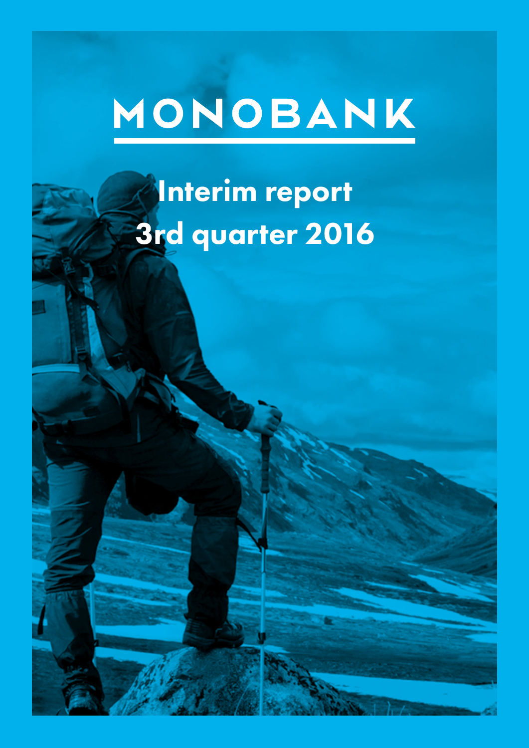# MONOBANK

## Interim report
## 3rd quarter 2016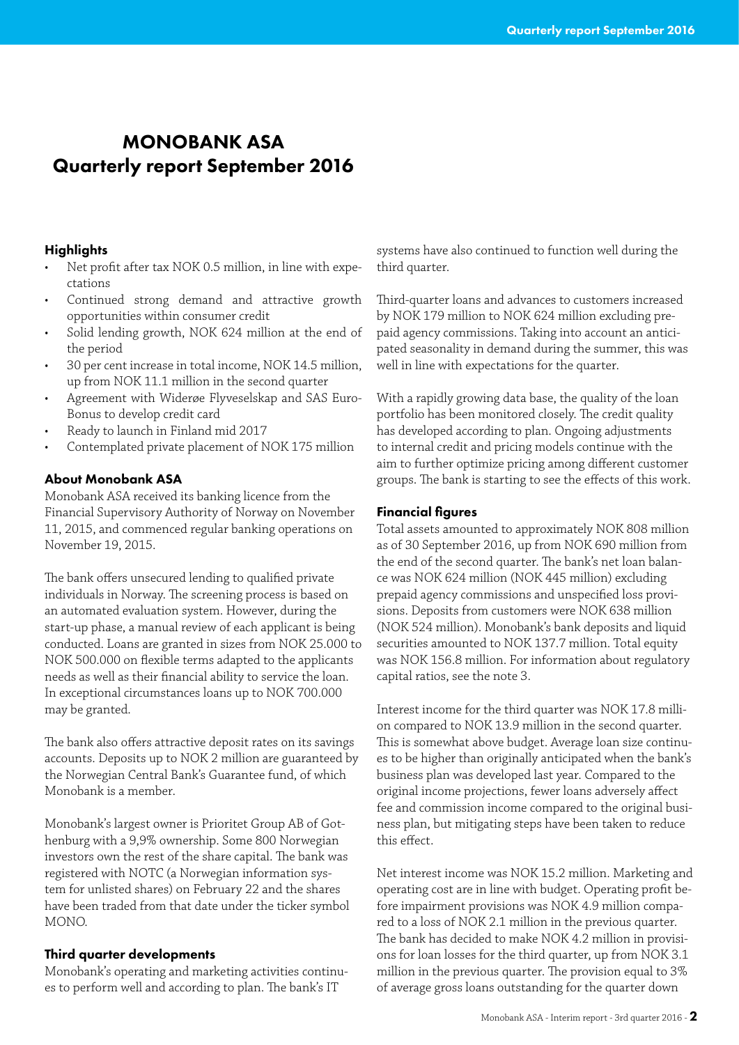# MONOBANK ASA
# Quarterly report September 2016

## Highlights

- Net profit after tax NOK 0.5 million, in line with expectations
- Continued strong demand and attractive growth opportunities within consumer credit
- Solid lending growth, NOK 624 million at the end of the period
- 30 per cent increase in total income, NOK 14.5 million, up from NOK 11.1 million in the second quarter
- Agreement with Widerøe Flyveselskap and SAS EuroBonus to develop credit card
- Ready to launch in Finland mid 2017
- Contemplated private placement of NOK 175 million

## About Monobank ASA

Monobank ASA received its banking licence from the Financial Supervisory Authority of Norway on November 11, 2015, and commenced regular banking operations on November 19, 2015.

The bank offers unsecured lending to qualified private individuals in Norway. The screening process is based on an automated evaluation system. However, during the start-up phase, a manual review of each applicant is being conducted. Loans are granted in sizes from NOK 25.000 to NOK 500.000 on flexible terms adapted to the applicants needs as well as their financial ability to service the loan. In exceptional circumstances loans up to NOK 700.000 may be granted.

The bank also offers attractive deposit rates on its savings accounts. Deposits up to NOK 2 million are guaranteed by the Norwegian Central Bank's Guarantee fund, of which Monobank is a member.

Monobank's largest owner is Prioritet Group AB of Gothenburg with a 9,9% ownership. Some 800 Norwegian investors own the rest of the share capital. The bank was registered with NOTC (a Norwegian information system for unlisted shares) on February 22 and the shares have been traded from that date under the ticker symbol MONO.

## Third quarter developments

Monobank's operating and marketing activities continues to perform well and according to plan. The bank's IT systems have also continued to function well during the third quarter.

Third-quarter loans and advances to customers increased by NOK 179 million to NOK 624 million excluding prepaid agency commissions. Taking into account an anticipated seasonality in demand during the summer, this was well in line with expectations for the quarter.

With a rapidly growing data base, the quality of the loan portfolio has been monitored closely. The credit quality has developed according to plan. Ongoing adjustments to internal credit and pricing models continue with the aim to further optimize pricing among different customer groups. The bank is starting to see the effects of this work.

## Financial figures

Total assets amounted to approximately NOK 808 million as of 30 September 2016, up from NOK 690 million from the end of the second quarter. The bank's net loan balance was NOK 624 million (NOK 445 million) excluding prepaid agency commissions and unspecified loss provisions. Deposits from customers were NOK 638 million (NOK 524 million). Monobank's bank deposits and liquid securities amounted to NOK 137.7 million. Total equity was NOK 156.8 million. For information about regulatory capital ratios, see the note 3.

Interest income for the third quarter was NOK 17.8 million compared to NOK 13.9 million in the second quarter. This is somewhat above budget. Average loan size continues to be higher than originally anticipated when the bank's business plan was developed last year. Compared to the original income projections, fewer loans adversely affect fee and commission income compared to the original business plan, but mitigating steps have been taken to reduce this effect.

Net interest income was NOK 15.2 million. Marketing and operating cost are in line with budget. Operating profit before impairment provisions was NOK 4.9 million compared to a loss of NOK 2.1 million in the previous quarter. The bank has decided to make NOK 4.2 million in provisions for loan losses for the third quarter, up from NOK 3.1 million in the previous quarter. The provision equal to 3% of average gross loans outstanding for the quarter down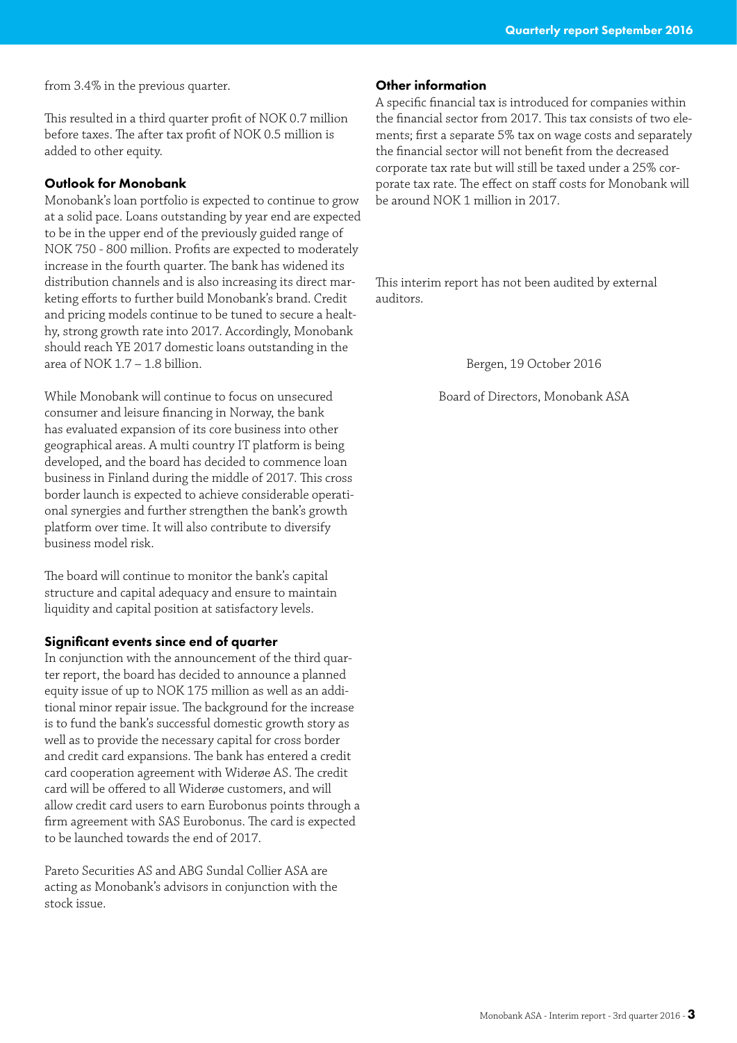from 3.4% in the previous quarter.

This resulted in a third quarter profit of NOK 0.7 million before taxes. The after tax profit of NOK 0.5 million is added to other equity.

### Outlook for Monobank

Monobank's loan portfolio is expected to continue to grow at a solid pace. Loans outstanding by year end are expected to be in the upper end of the previously guided range of NOK 750 - 800 million. Profits are expected to moderately increase in the fourth quarter. The bank has widened its distribution channels and is also increasing its direct marketing efforts to further build Monobank's brand. Credit and pricing models continue to be tuned to secure a healthy, strong growth rate into 2017. Accordingly, Monobank should reach YE 2017 domestic loans outstanding in the area of NOK 1.7 – 1.8 billion.

While Monobank will continue to focus on unsecured consumer and leisure financing in Norway, the bank has evaluated expansion of its core business into other geographical areas. A multi country IT platform is being developed, and the board has decided to commence loan business in Finland during the middle of 2017. This cross border launch is expected to achieve considerable operational synergies and further strengthen the bank's growth platform over time. It will also contribute to diversify business model risk.

The board will continue to monitor the bank's capital structure and capital adequacy and ensure to maintain liquidity and capital position at satisfactory levels.

### Significant events since end of quarter

In conjunction with the announcement of the third quarter report, the board has decided to announce a planned equity issue of up to NOK 175 million as well as an additional minor repair issue. The background for the increase is to fund the bank's successful domestic growth story as well as to provide the necessary capital for cross border and credit card expansions. The bank has entered a credit card cooperation agreement with Widerøe AS. The credit card will be offered to all Widerøe customers, and will allow credit card users to earn Eurobonus points through a firm agreement with SAS Eurobonus. The card is expected to be launched towards the end of 2017.

Pareto Securities AS and ABG Sundal Collier ASA are acting as Monobank's advisors in conjunction with the stock issue.

### Other information

A specific financial tax is introduced for companies within the financial sector from 2017. This tax consists of two elements; first a separate 5% tax on wage costs and separately the financial sector will not benefit from the decreased corporate tax rate but will still be taxed under a 25% corporate tax rate. The effect on staff costs for Monobank will be around NOK 1 million in 2017.

This interim report has not been audited by external auditors.

Bergen, 19 October 2016

Board of Directors, Monobank ASA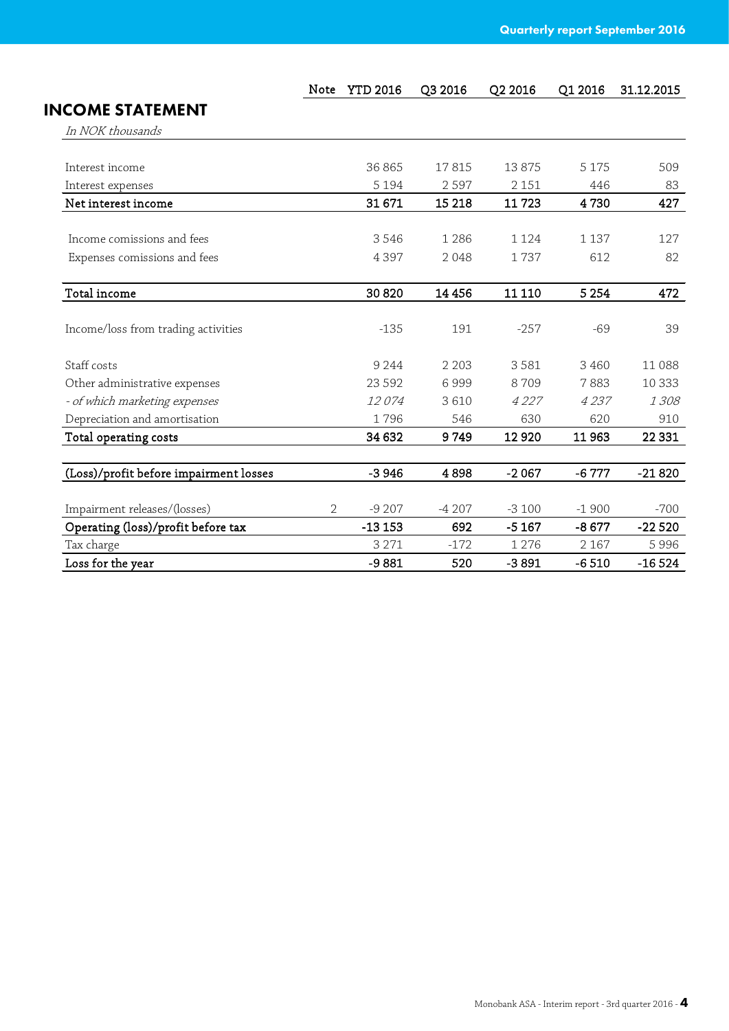# INCOME STATEMENT

*In NOK thousands*

| | Note | YTD 2016 | Q3 2016 | Q2 2016 | Q1 2016 | 31.12.2015 |
|---|---|---|---|---|---|---|
| Interest income | | 36 865 | 17 815 | 13 875 | 5 175 | 509 |
| Interest expenses | | 5 194 | 2 597 | 2 151 | 446 | 83 |
| **Net interest income** | | **31 671** | **15 218** | **11 723** | **4 730** | **427** |
| Income comissions and fees | | 3 546 | 1 286 | 1 124 | 1 137 | 127 |
| Expenses comissions and fees | | 4 397 | 2 048 | 1 737 | 612 | 82 |
| **Total income** | | **30 820** | **14 456** | **11 110** | **5 254** | **472** |
| Income/loss from trading activities | | -135 | 191 | -257 | -69 | 39 |
| Staff costs | | 9 244 | 2 203 | 3 581 | 3 460 | 11 088 |
| Other administrative expenses | | 23 592 | 6 999 | 8 709 | 7 883 | 10 333 |
| *- of which marketing expenses* | | *12 074* | 3 610 | *4 227* | *4 237* | *1 308* |
| Depreciation and amortisation | | 1 796 | 546 | 630 | 620 | 910 |
| **Total operating costs** | | **34 632** | **9 749** | **12 920** | **11 963** | **22 331** |
| **(Loss)/profit before impairment losses** | | **-3 946** | **4 898** | **-2 067** | **-6 777** | **-21 820** |
| Impairment releases/(losses) | 2 | -9 207 | -4 207 | -3 100 | -1 900 | -700 |
| **Operating (loss)/profit before tax** | | **-13 153** | **692** | **-5 167** | **-8 677** | **-22 520** |
| Tax charge | | 3 271 | -172 | 1 276 | 2 167 | 5 996 |
| **Loss for the year** | | **-9 881** | **520** | **-3 891** | **-6 510** | **-16 524** |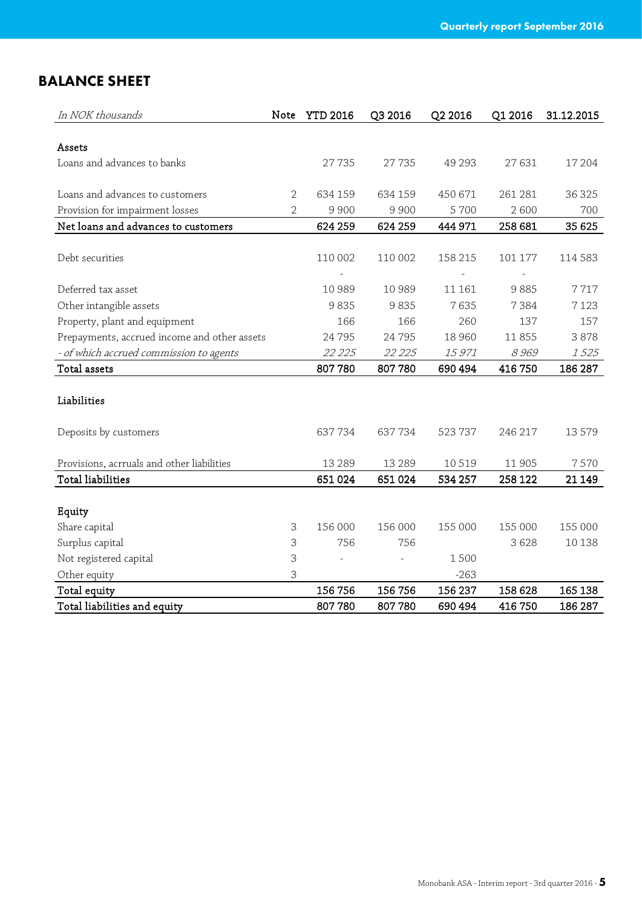## BALANCE SHEET

| *In NOK thousands* | Note | YTD 2016 | Q3 2016 | Q2 2016 | Q1 2016 | 31.12.2015 |
|---|---|---|---|---|---|---|
| **Assets** | | | | | | |
| Loans and advances to banks | | 27 735 | 27 735 | 49 293 | 27 631 | 17 204 |
| | | | | | | |
| Loans and advances to customers | 2 | 634 159 | 634 159 | 450 671 | 261 281 | 36 325 |
| Provision for impairment losses | 2 | 9 900 | 9 900 | 5 700 | 2 600 | 700 |
| **Net loans and advances to customers** | | **624 259** | **624 259** | **444 971** | **258 681** | **35 625** |
| | | | | | | |
| Debt securities | | 110 002 | 110 002 | 158 215 | 101 177 | 114 583 |
| | | - | | - | - | |
| Deferred tax asset | | 10 989 | 10 989 | 11 161 | 9 885 | 7 717 |
| Other intangible assets | | 9 835 | 9 835 | 7 635 | 7 384 | 7 123 |
| Property, plant and equipment | | 166 | 166 | 260 | 137 | 157 |
| Prepayments, accrued income and other assets | | 24 795 | 24 795 | 18 960 | 11 855 | 3 878 |
| *- of which accrued commission to agents* | | *22 225* | *22 225* | *15 971* | *8 969* | *1 525* |
| **Total assets** | | **807 780** | **807 780** | **690 494** | **416 750** | **186 287** |
| | | | | | | |
| **Liabilities** | | | | | | |
| | | | | | | |
| Deposits by customers | | 637 734 | 637 734 | 523 737 | 246 217 | 13 579 |
| | | | | | | |
| Provisions, acrruals and other liabilities | | 13 289 | 13 289 | 10 519 | 11 905 | 7 570 |
| **Total liabilities** | | **651 024** | **651 024** | **534 257** | **258 122** | **21 149** |
| | | | | | | |
| **Equity** | | | | | | |
| Share capital | 3 | 156 000 | 156 000 | 155 000 | 155 000 | 155 000 |
| Surplus capital | 3 | 756 | 756 | | 3 628 | 10 138 |
| Not registered capital | 3 | - | - | 1 500 | | |
| Other equity | 3 | | | -263 | | |
| **Total equity** | | **156 756** | **156 756** | **156 237** | **158 628** | **165 138** |
| **Total liabilities and equity** | | **807 780** | **807 780** | **690 494** | **416 750** | **186 287** |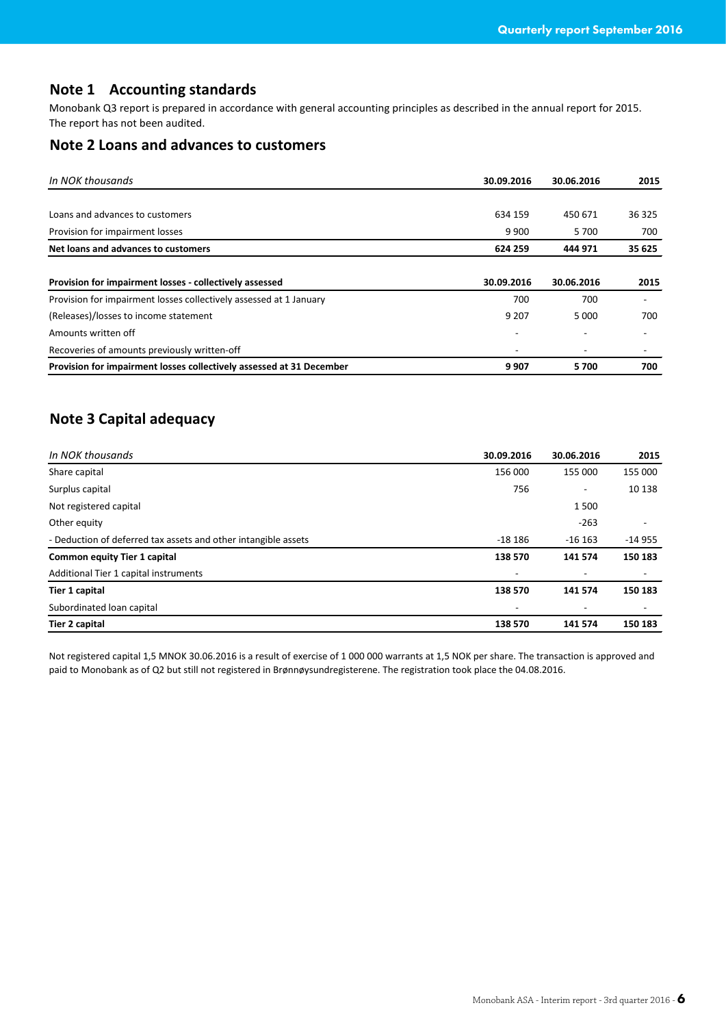## Note 1 Accounting standards

Monobank Q3 report is prepared in accordance with general accounting principles as described in the annual report for 2015. The report has not been audited.

## Note 2 Loans and advances to customers

| *In NOK thousands* | 30.09.2016 | 30.06.2016 | 2015 |
|---|---|---|---|
| Loans and advances to customers | 634 159 | 450 671 | 36 325 |
| Provision for impairment losses | 9 900 | 5 700 | 700 |
| **Net loans and advances to customers** | **624 259** | **444 971** | **35 625** |

| **Provision for impairment losses - collectively assessed** | **30.09.2016** | **30.06.2016** | **2015** |
|---|---|---|---|
| Provision for impairment losses collectively assessed at 1 January | 700 | 700 | - |
| (Releases)/losses to income statement | 9 207 | 5 000 | 700 |
| Amounts written off | - | - | - |
| Recoveries of amounts previously written-off | - | - | - |
| **Provision for impairment losses collectively assessed at 31 December** | **9 907** | **5 700** | **700** |

## Note 3 Capital adequacy

| *In NOK thousands* | 30.09.2016 | 30.06.2016 | 2015 |
|---|---|---|---|
| Share capital | 156 000 | 155 000 | 155 000 |
| Surplus capital | 756 | - | 10 138 |
| Not registered capital | | 1 500 | |
| Other equity | | -263 | - |
| - Deduction of deferred tax assets and other intangible assets | -18 186 | -16 163 | -14 955 |
| **Common equity Tier 1 capital** | **138 570** | **141 574** | **150 183** |
| Additional Tier 1 capital instruments | - | - | - |
| **Tier 1 capital** | **138 570** | **141 574** | **150 183** |
| Subordinated loan capital | - | - | - |
| **Tier 2 capital** | **138 570** | **141 574** | **150 183** |

Not registered capital 1,5 MNOK 30.06.2016 is a result of exercise of 1 000 000 warrants at 1,5 NOK per share. The transaction is approved and paid to Monobank as of Q2 but still not registered in Brønnøysundregisterene. The registration took place the 04.08.2016.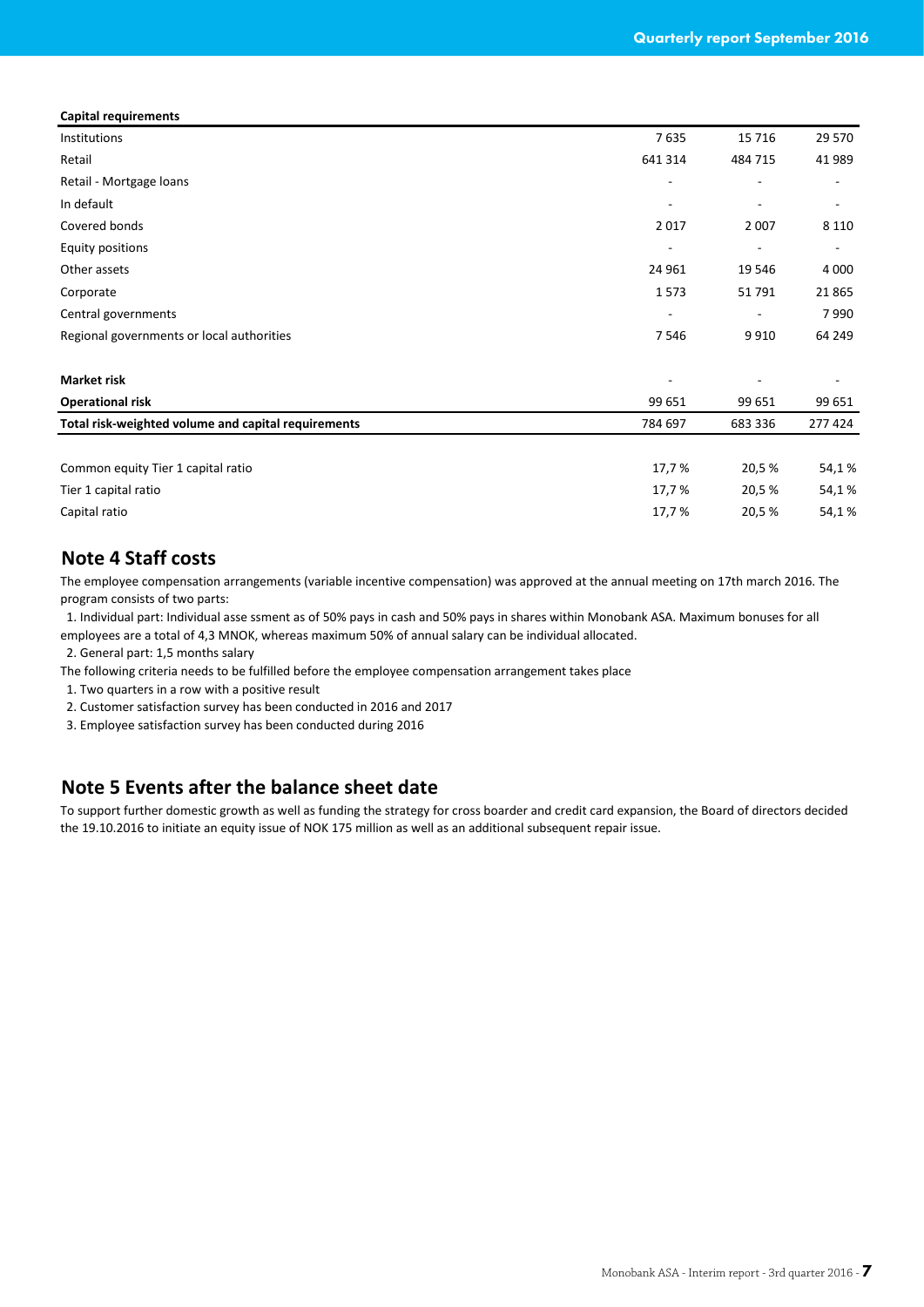| Capital requirements | | | |
|---|---|---|---|
| Institutions | 7 635 | 15 716 | 29 570 |
| Retail | 641 314 | 484 715 | 41 989 |
| Retail - Mortgage loans | - | - | - |
| In default | - | - | - |
| Covered bonds | 2 017 | 2 007 | 8 110 |
| Equity positions | - | - | - |
| Other assets | 24 961 | 19 546 | 4 000 |
| Corporate | 1 573 | 51 791 | 21 865 |
| Central governments | - | - | 7 990 |
| Regional governments or local authorities | 7 546 | 9 910 | 64 249 |
| | | | |
| **Market risk** | - | - | - |
| **Operational risk** | 99 651 | 99 651 | 99 651 |
| **Total risk-weighted volume and capital requirements** | 784 697 | 683 336 | 277 424 |
| | | | |
| Common equity Tier 1 capital ratio | 17,7 % | 20,5 % | 54,1 % |
| Tier 1 capital ratio | 17,7 % | 20,5 % | 54,1 % |
| Capital ratio | 17,7 % | 20,5 % | 54,1 % |

## Note 4 Staff costs

The employee compensation arrangements (variable incentive compensation) was approved at the annual meeting on 17th march 2016. The program consists of two parts:

1. Individual part: Individual asse ssment as of 50% pays in cash and 50% pays in shares within Monobank ASA. Maximum bonuses for all employees are a total of 4,3 MNOK, whereas maximum 50% of annual salary can be individual allocated.
2. General part: 1,5 months salary

The following criteria needs to be fulfilled before the employee compensation arrangement takes place

1. Two quarters in a row with a positive result
2. Customer satisfaction survey has been conducted in 2016 and 2017
3. Employee satisfaction survey has been conducted during 2016

## Note 5 Events after the balance sheet date

To support further domestic growth as well as funding the strategy for cross boarder and credit card expansion, the Board of directors decided the 19.10.2016 to initiate an equity issue of NOK 175 million as well as an additional subsequent repair issue.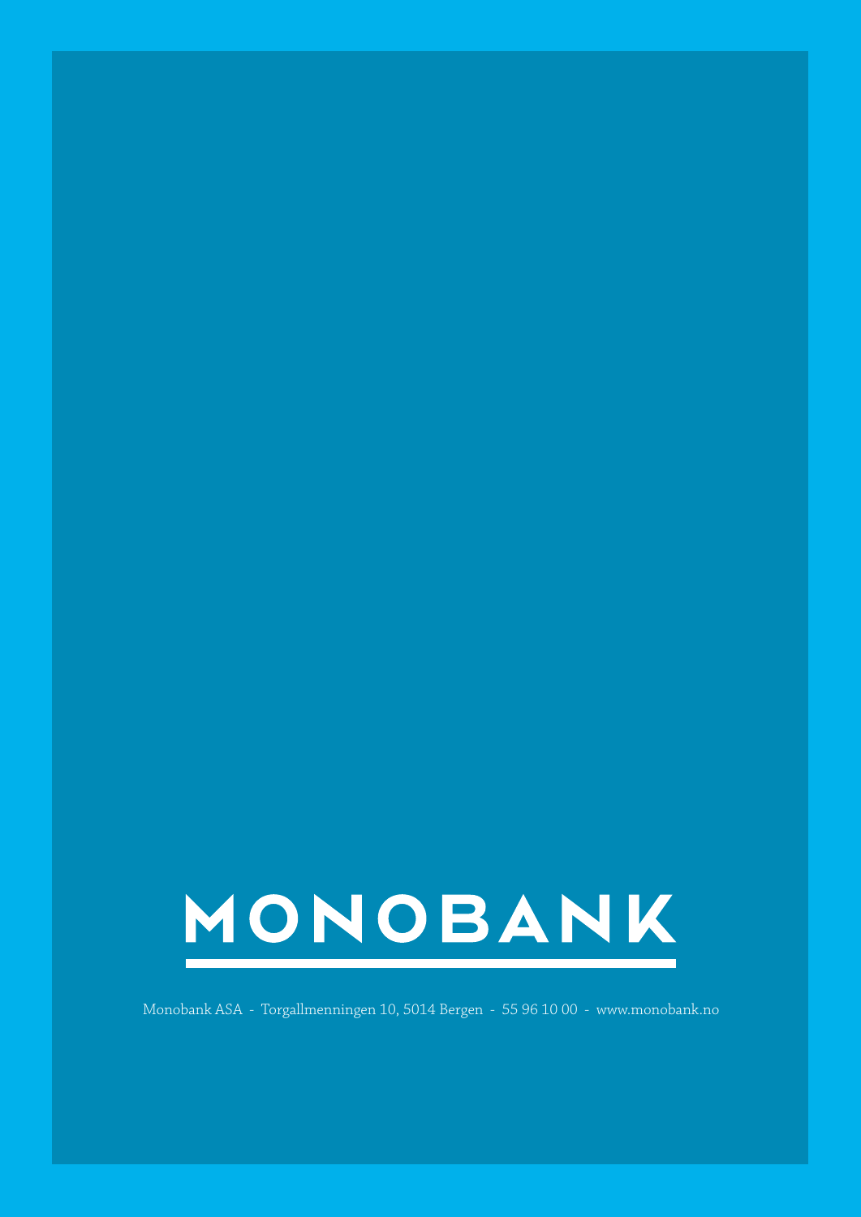# MONOBANK

Monobank ASA - Torgallmenningen 10, 5014 Bergen - 55 96 10 00 - www.monobank.no